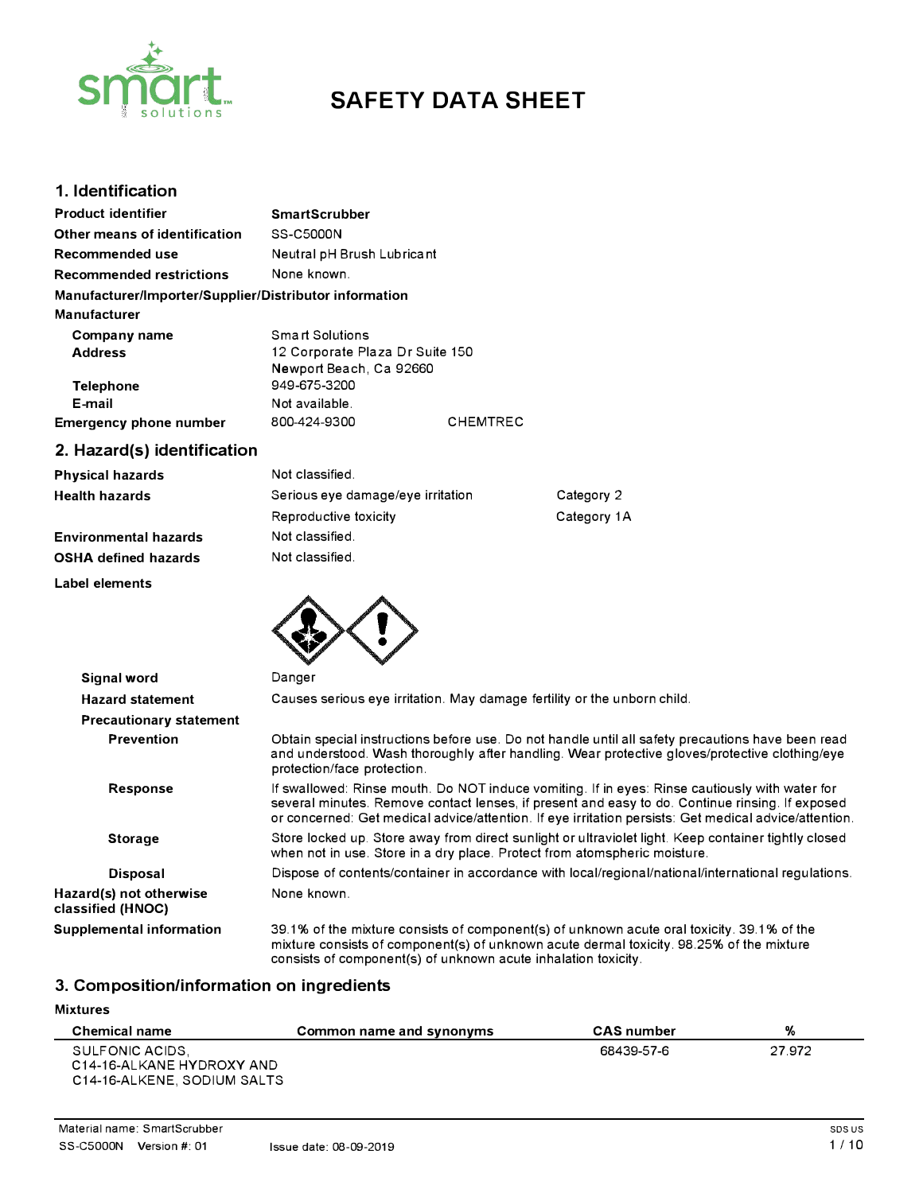# SAFETY DATA SHEET

## 1. Identification

| | |
|---|---|
| **Product identifier** | **SmartScrubber** |
| **Other means of identification** | SS-C5000N |
| **Recommended use** | Neutral pH Brush Lubricant |
| **Recommended restrictions** | None known. |

**Manufacturer/Importer/Supplier/Distributor information**

**Manufacturer**

| | |
|---|---|
| **Company name** | Smart Solutions |
| **Address** | 12 Corporate Plaza Dr Suite 150<br>Newport Beach, Ca 92660 |
| **Telephone** | 949-675-3200 |
| **E-mail** | Not available. |
| **Emergency phone number** | 800-424-9300 CHEMTREC |

## 2. Hazard(s) identification

| | | |
|---|---|---|
| **Physical hazards** | Not classified. | |
| **Health hazards** | Serious eye damage/eye irritation | Category 2 |
| | Reproductive toxicity | Category 1A |
| **Environmental hazards** | Not classified. | |
| **OSHA defined hazards** | Not classified. | |

**Label elements**

**Signal word** Danger

**Hazard statement** Causes serious eye irritation. May damage fertility or the unborn child.

**Precautionary statement**

**Prevention** Obtain special instructions before use. Do not handle until all safety precautions have been read and understood. Wash thoroughly after handling. Wear protective gloves/protective clothing/eye protection/face protection.

**Response** If swallowed: Rinse mouth. Do NOT induce vomiting. If in eyes: Rinse cautiously with water for several minutes. Remove contact lenses, if present and easy to do. Continue rinsing. If exposed or concerned: Get medical advice/attention. If eye irritation persists: Get medical advice/attention.

**Storage** Store locked up. Store away from direct sunlight or ultraviolet light. Keep container tightly closed when not in use. Store in a dry place. Protect from atomspheric moisture.

**Disposal** Dispose of contents/container in accordance with local/regional/national/international regulations.

**Hazard(s) not otherwise classified (HNOC)** None known.

**Supplemental information** 39.1% of the mixture consists of component(s) of unknown acute oral toxicity. 39.1% of the mixture consists of component(s) of unknown acute dermal toxicity. 98.25% of the mixture consists of component(s) of unknown acute inhalation toxicity.

## 3. Composition/information on ingredients

**Mixtures**

| Chemical name | Common name and synonyms | CAS number | % |
|---|---|---|---|
| SULFONIC ACIDS, C14-16-ALKANE HYDROXY AND C14-16-ALKENE, SODIUM SALTS | | 68439-57-6 | 27.972 |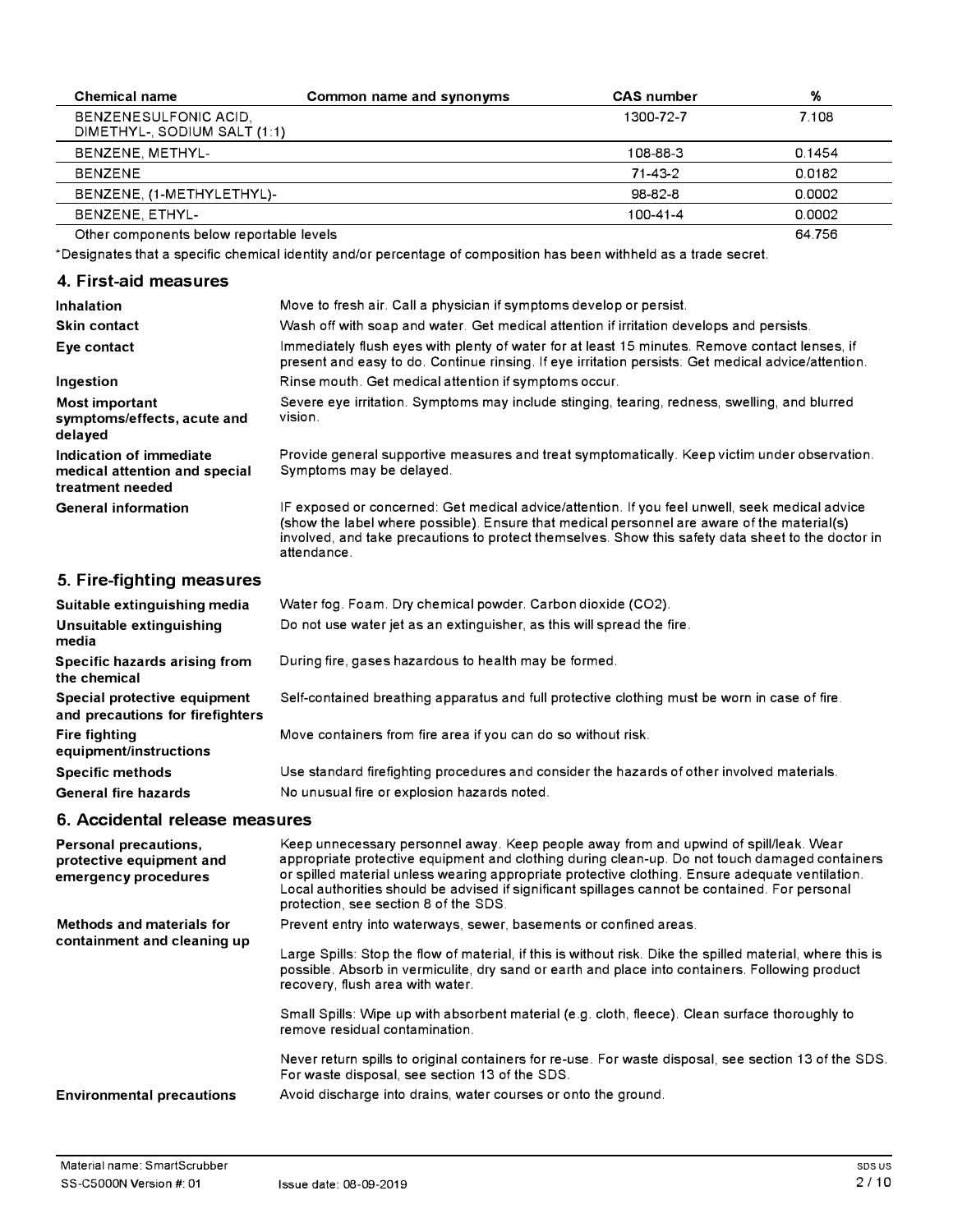| Chemical name | Common name and synonyms | CAS number | % |
|---|---|---|---|
| BENZENESULFONIC ACID, DIMETHYL-, SODIUM SALT (1:1) | | 1300-72-7 | 7.108 |
| BENZENE, METHYL- | | 108-88-3 | 0.1454 |
| BENZENE | | 71-43-2 | 0.0182 |
| BENZENE, (1-METHYLETHYL)- | | 98-82-8 | 0.0002 |
| BENZENE, ETHYL- | | 100-41-4 | 0.0002 |
| Other components below reportable levels | | | 64.756 |

*Designates that a specific chemical identity and/or percentage of composition has been withheld as a trade secret.

## 4. First-aid measures

**Inhalation** Move to fresh air. Call a physician if symptoms develop or persist.

**Skin contact** Wash off with soap and water. Get medical attention if irritation develops and persists.

**Eye contact** Immediately flush eyes with plenty of water for at least 15 minutes. Remove contact lenses, if present and easy to do. Continue rinsing. If eye irritation persists: Get medical advice/attention.

**Ingestion** Rinse mouth. Get medical attention if symptoms occur.

**Most important symptoms/effects, acute and delayed** Severe eye irritation. Symptoms may include stinging, tearing, redness, swelling, and blurred vision.

**Indication of immediate medical attention and special treatment needed** Provide general supportive measures and treat symptomatically. Keep victim under observation. Symptoms may be delayed.

**General information** IF exposed or concerned: Get medical advice/attention. If you feel unwell, seek medical advice (show the label where possible). Ensure that medical personnel are aware of the material(s) involved, and take precautions to protect themselves. Show this safety data sheet to the doctor in attendance.

## 5. Fire-fighting measures

**Suitable extinguishing media** Water fog. Foam. Dry chemical powder. Carbon dioxide ($CO_2$).

**Unsuitable extinguishing media** Do not use water jet as an extinguisher, as this will spread the fire.

**Specific hazards arising from the chemical** During fire, gases hazardous to health may be formed.

**Special protective equipment and precautions for firefighters** Self-contained breathing apparatus and full protective clothing must be worn in case of fire.

**Fire fighting equipment/instructions** Move containers from fire area if you can do so without risk.

**Specific methods** Use standard firefighting procedures and consider the hazards of other involved materials.

**General fire hazards** No unusual fire or explosion hazards noted.

## 6. Accidental release measures

**Personal precautions, protective equipment and emergency procedures** Keep unnecessary personnel away. Keep people away from and upwind of spill/leak. Wear appropriate protective equipment and clothing during clean-up. Do not touch damaged containers or spilled material unless wearing appropriate protective clothing. Ensure adequate ventilation. Local authorities should be advised if significant spillages cannot be contained. For personal protection, see section 8 of the SDS.

**Methods and materials for containment and cleaning up** Prevent entry into waterways, sewer, basements or confined areas.

Large Spills: Stop the flow of material, if this is without risk. Dike the spilled material, where this is possible. Absorb in vermiculite, dry sand or earth and place into containers. Following product recovery, flush area with water.

Small Spills: Wipe up with absorbent material (e.g. cloth, fleece). Clean surface thoroughly to remove residual contamination.

Never return spills to original containers for re-use. For waste disposal, see section 13 of the SDS. For waste disposal, see section 13 of the SDS.

**Environmental precautions** Avoid discharge into drains, water courses or onto the ground.

Material name: SmartScrubber

SS-C5000N Version #: 01 Issue date: 08-09-2019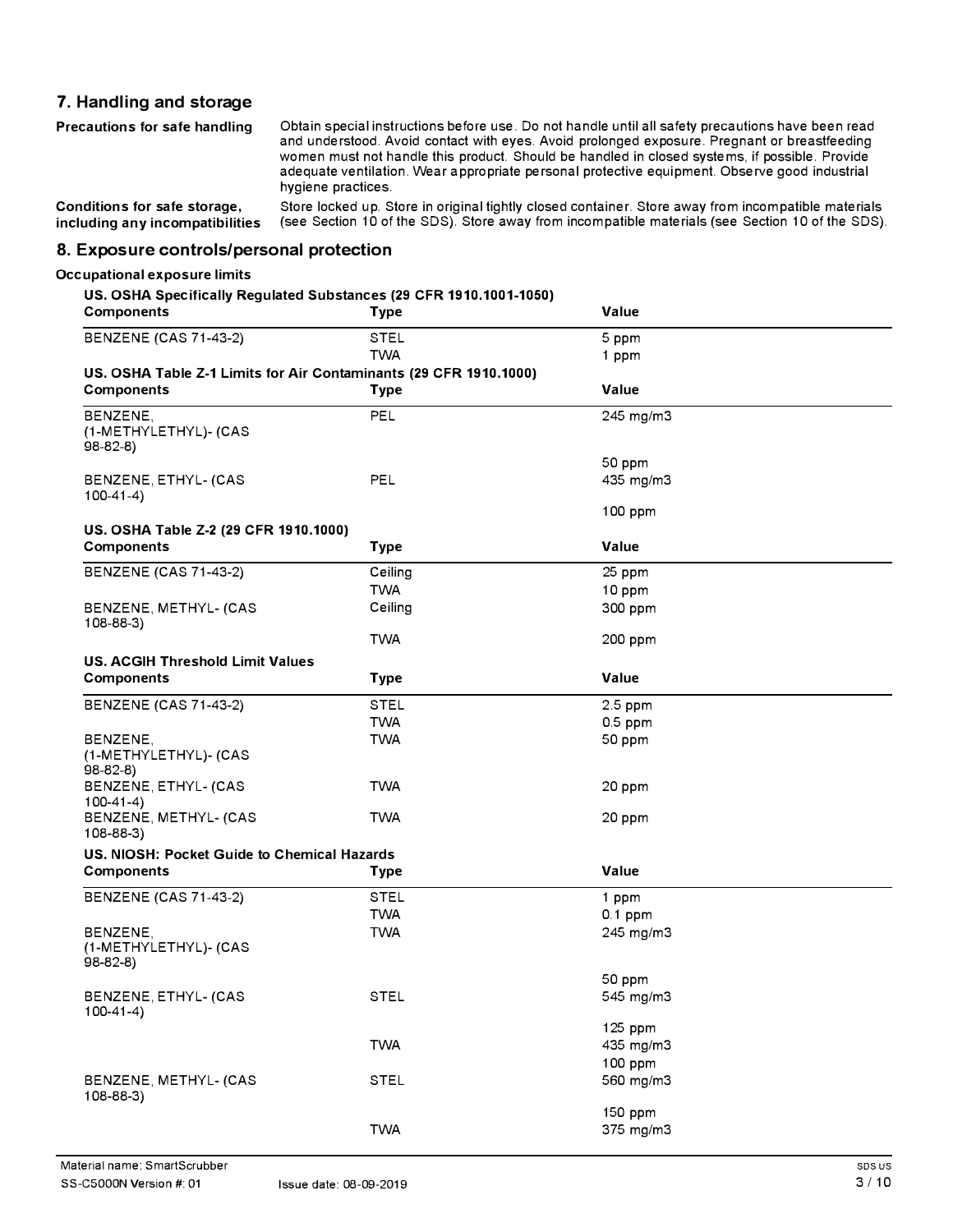## 7. Handling and storage

**Precautions for safe handling** Obtain special instructions before use. Do not handle until all safety precautions have been read and understood. Avoid contact with eyes. Avoid prolonged exposure. Pregnant or breastfeeding women must not handle this product. Should be handled in closed systems, if possible. Provide adequate ventilation. Wear appropriate personal protective equipment. Observe good industrial hygiene practices.

**Conditions for safe storage, including any incompatibilities** Store locked up. Store in original tightly closed container. Store away from incompatible materials (see Section 10 of the SDS). Store away from incompatible materials (see Section 10 of the SDS).

## 8. Exposure controls/personal protection

**Occupational exposure limits**

**US. OSHA Specifically Regulated Substances (29 CFR 1910.1001-1050)**

| Components | Type | Value |
|---|---|---|
| BENZENE (CAS 71-43-2) | STEL | 5 ppm |
| | TWA | 1 ppm |

**US. OSHA Table Z-1 Limits for Air Contaminants (29 CFR 1910.1000)**

| Components | Type | Value |
|---|---|---|
| BENZENE, (1-METHYLETHYL)- (CAS 98-82-8) | PEL | 245 mg/m3 |
| | | 50 ppm |
| BENZENE, ETHYL- (CAS 100-41-4) | PEL | 435 mg/m3 |
| | | 100 ppm |

**US. OSHA Table Z-2 (29 CFR 1910.1000)**

| Components | Type | Value |
|---|---|---|
| BENZENE (CAS 71-43-2) | Ceiling | 25 ppm |
| | TWA | 10 ppm |
| BENZENE, METHYL- (CAS 108-88-3) | Ceiling | 300 ppm |
| | TWA | 200 ppm |

**US. ACGIH Threshold Limit Values**

| Components | Type | Value |
|---|---|---|
| BENZENE (CAS 71-43-2) | STEL | 2.5 ppm |
| | TWA | 0.5 ppm |
| BENZENE, (1-METHYLETHYL)- (CAS 98-82-8) | TWA | 50 ppm |
| BENZENE, ETHYL- (CAS 100-41-4) | TWA | 20 ppm |
| BENZENE, METHYL- (CAS 108-88-3) | TWA | 20 ppm |

**US. NIOSH: Pocket Guide to Chemical Hazards**

| Components | Type | Value |
|---|---|---|
| BENZENE (CAS 71-43-2) | STEL | 1 ppm |
| | TWA | 0.1 ppm |
| BENZENE, (1-METHYLETHYL)- (CAS 98-82-8) | TWA | 245 mg/m3 |
| | | 50 ppm |
| BENZENE, ETHYL- (CAS 100-41-4) | STEL | 545 mg/m3 |
| | | 125 ppm |
| | TWA | 435 mg/m3 |
| | | 100 ppm |
| BENZENE, METHYL- (CAS 108-88-3) | STEL | 560 mg/m3 |
| | | 150 ppm |
| | TWA | 375 mg/m3 |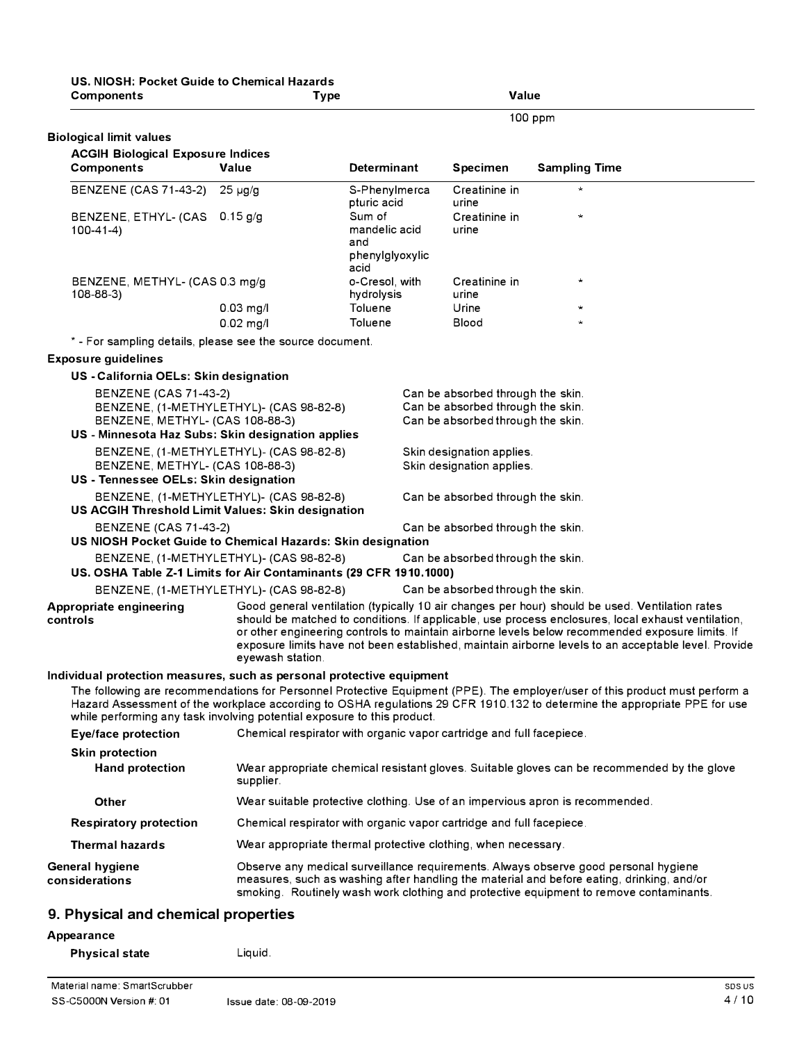**US. NIOSH: Pocket Guide to Chemical Hazards**

| Components | Type | Value |
|---|---|---|
| | | 100 ppm |

**Biological limit values**

**ACGIH Biological Exposure Indices**

| Components | Value | Determinant | Specimen | Sampling Time |
|---|---|---|---|---|
| BENZENE (CAS 71-43-2) | 25 µg/g | S-Phenylmercapturic acid | Creatinine in urine | * |
| BENZENE, ETHYL- (CAS 100-41-4) | 0.15 g/g | Sum of mandelic acid and phenylglyoxylic acid | Creatinine in urine | * |
| BENZENE, METHYL- (CAS 108-88-3) | 0.3 mg/g | o-Cresol, with hydrolysis | Creatinine in urine | * |
| | 0.03 mg/l | Toluene | Urine | * |
| | 0.02 mg/l | Toluene | Blood | * |

* - For sampling details, please see the source document.

**Exposure guidelines**

**US - California OELs: Skin designation**

| | |
|---|---|
| BENZENE (CAS 71-43-2) | Can be absorbed through the skin. |
| BENZENE, (1-METHYLETHYL)- (CAS 98-82-8) | Can be absorbed through the skin. |
| BENZENE, METHYL- (CAS 108-88-3) | Can be absorbed through the skin. |

**US - Minnesota Haz Subs: Skin designation applies**

| | |
|---|---|
| BENZENE, (1-METHYLETHYL)- (CAS 98-82-8) | Skin designation applies. |
| BENZENE, METHYL- (CAS 108-88-3) | Skin designation applies. |

**US - Tennessee OELs: Skin designation**

| | |
|---|---|
| BENZENE, (1-METHYLETHYL)- (CAS 98-82-8) | Can be absorbed through the skin. |

**US ACGIH Threshold Limit Values: Skin designation**

| | |
|---|---|
| BENZENE (CAS 71-43-2) | Can be absorbed through the skin. |

**US NIOSH Pocket Guide to Chemical Hazards: Skin designation**

| | |
|---|---|
| BENZENE, (1-METHYLETHYL)- (CAS 98-82-8) | Can be absorbed through the skin. |

**US. OSHA Table Z-1 Limits for Air Contaminants (29 CFR 1910.1000)**

| | |
|---|---|
| BENZENE, (1-METHYLETHYL)- (CAS 98-82-8) | Can be absorbed through the skin. |

**Appropriate engineering controls**

Good general ventilation (typically 10 air changes per hour) should be used. Ventilation rates should be matched to conditions. If applicable, use process enclosures, local exhaust ventilation, or other engineering controls to maintain airborne levels below recommended exposure limits. If exposure limits have not been established, maintain airborne levels to an acceptable level. Provide eyewash station.

**Individual protection measures, such as personal protective equipment**

The following are recommendations for Personnel Protective Equipment (PPE). The employer/user of this product must perform a Hazard Assessment of the workplace according to OSHA regulations 29 CFR 1910.132 to determine the appropriate PPE for use while performing any task involving potential exposure to this product.

**Eye/face protection**
Chemical respirator with organic vapor cartridge and full facepiece.

**Skin protection**

**Hand protection**
Wear appropriate chemical resistant gloves. Suitable gloves can be recommended by the glove supplier.

**Other**
Wear suitable protective clothing. Use of an impervious apron is recommended.

**Respiratory protection**
Chemical respirator with organic vapor cartridge and full facepiece.

**Thermal hazards**
Wear appropriate thermal protective clothing, when necessary.

**General hygiene considerations**
Observe any medical surveillance requirements. Always observe good personal hygiene measures, such as washing after handling the material and before eating, drinking, and/or smoking. Routinely wash work clothing and protective equipment to remove contaminants.

## 9. Physical and chemical properties

**Appearance**

**Physical state** Liquid.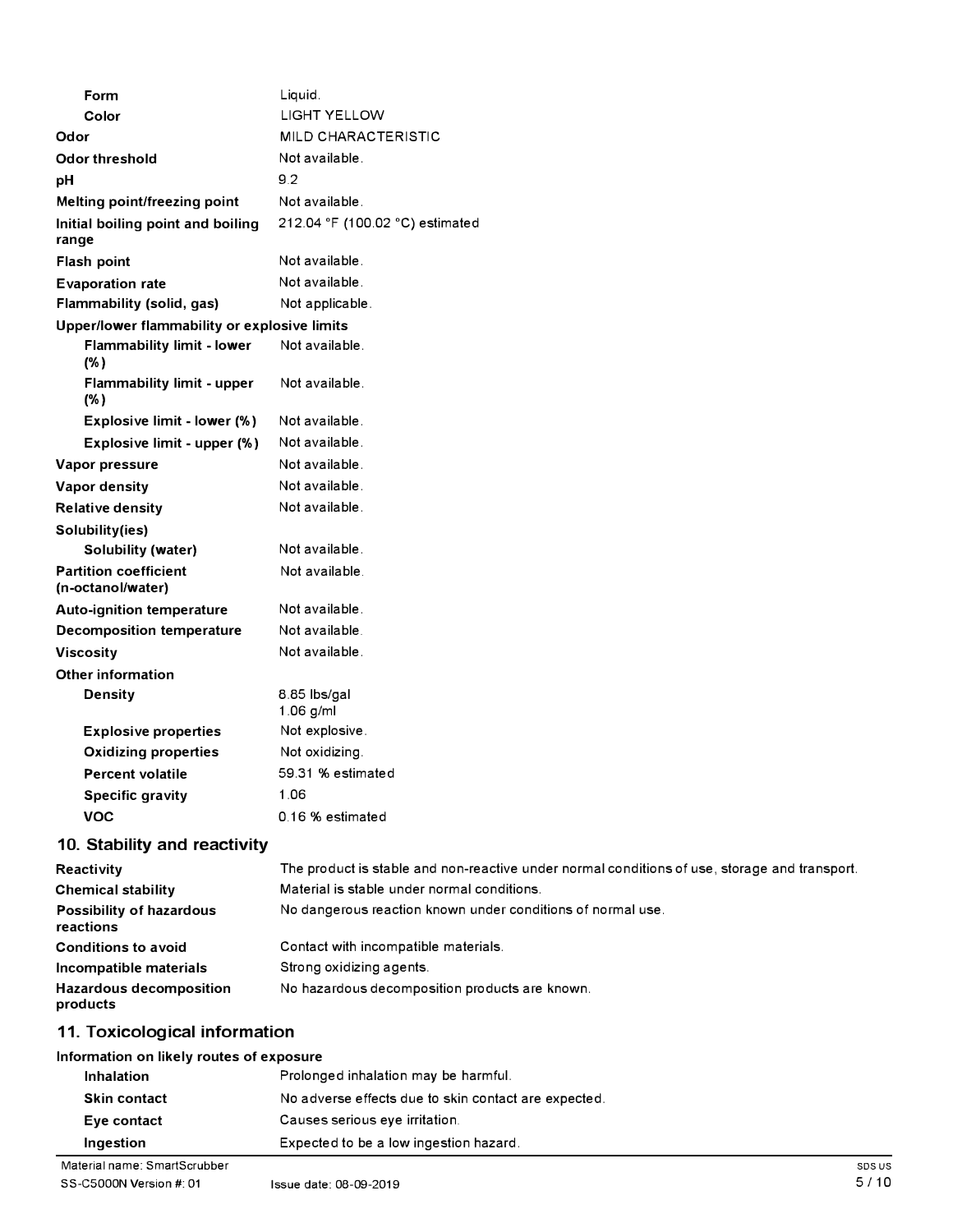| | |
|---|---|
| **Form** | Liquid. |
| **Color** | LIGHT YELLOW |
| **Odor** | MILD CHARACTERISTIC |
| **Odor threshold** | Not available. |
| **pH** | 9.2 |
| **Melting point/freezing point** | Not available. |
| **Initial boiling point and boiling range** | 212.04 °F (100.02 °C) estimated |
| **Flash point** | Not available. |
| **Evaporation rate** | Not available. |
| **Flammability (solid, gas)** | Not applicable. |
| **Upper/lower flammability or explosive limits** | |
| **Flammability limit - lower (%)** | Not available. |
| **Flammability limit - upper (%)** | Not available. |
| **Explosive limit - lower (%)** | Not available. |
| **Explosive limit - upper (%)** | Not available. |
| **Vapor pressure** | Not available. |
| **Vapor density** | Not available. |
| **Relative density** | Not available. |
| **Solubility(ies)** | |
| **Solubility (water)** | Not available. |
| **Partition coefficient (n-octanol/water)** | Not available. |
| **Auto-ignition temperature** | Not available. |
| **Decomposition temperature** | Not available. |
| **Viscosity** | Not available. |
| **Other information** | |
| **Density** | 8.85 lbs/gal<br>1.06 g/ml |
| **Explosive properties** | Not explosive. |
| **Oxidizing properties** | Not oxidizing. |
| **Percent volatile** | 59.31 % estimated |
| **Specific gravity** | 1.06 |
| **VOC** | 0.16 % estimated |

## 10. Stability and reactivity

| | |
|---|---|
| **Reactivity** | The product is stable and non-reactive under normal conditions of use, storage and transport. |
| **Chemical stability** | Material is stable under normal conditions. |
| **Possibility of hazardous reactions** | No dangerous reaction known under conditions of normal use. |
| **Conditions to avoid** | Contact with incompatible materials. |
| **Incompatible materials** | Strong oxidizing agents. |
| **Hazardous decomposition products** | No hazardous decomposition products are known. |

## 11. Toxicological information

**Information on likely routes of exposure**

| | |
|---|---|
| **Inhalation** | Prolonged inhalation may be harmful. |
| **Skin contact** | No adverse effects due to skin contact are expected. |
| **Eye contact** | Causes serious eye irritation. |
| **Ingestion** | Expected to be a low ingestion hazard. |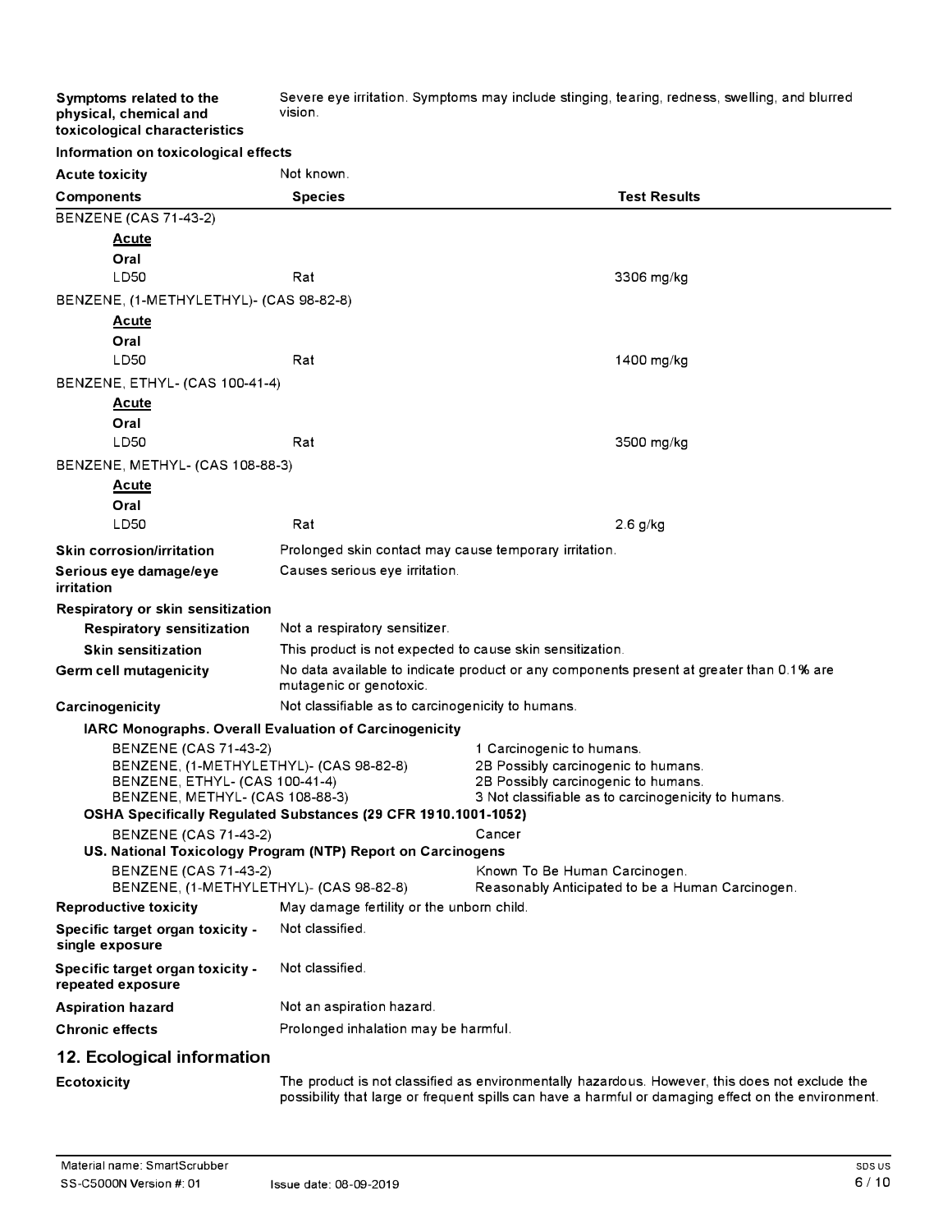| | |
|---|---|
| **Symptoms related to the physical, chemical and toxicological characteristics** | Severe eye irritation. Symptoms may include stinging, tearing, redness, swelling, and blurred vision. |

**Information on toxicological effects**

**Acute toxicity** Not known.

| Components | Species | Test Results |
|---|---|---|
| BENZENE (CAS 71-43-2) | | |
| **Acute** | | |
| **Oral** | | |
| LD50 | Rat | 3306 mg/kg |
| BENZENE, (1-METHYLETHYL)- (CAS 98-82-8) | | |
| **Acute** | | |
| **Oral** | | |
| LD50 | Rat | 1400 mg/kg |
| BENZENE, ETHYL- (CAS 100-41-4) | | |
| **Acute** | | |
| **Oral** | | |
| LD50 | Rat | 3500 mg/kg |
| BENZENE, METHYL- (CAS 108-88-3) | | |
| **Acute** | | |
| **Oral** | | |
| LD50 | Rat | 2.6 g/kg |

| | |
|---|---|
| **Skin corrosion/irritation** | Prolonged skin contact may cause temporary irritation. |
| **Serious eye damage/eye irritation** | Causes serious eye irritation. |
| **Respiratory or skin sensitization** | |
| **Respiratory sensitization** | Not a respiratory sensitizer. |
| **Skin sensitization** | This product is not expected to cause skin sensitization. |
| **Germ cell mutagenicity** | No data available to indicate product or any components present at greater than 0.1% are mutagenic or genotoxic. |
| **Carcinogenicity** | Not classifiable as to carcinogenicity to humans. |

**IARC Monographs. Overall Evaluation of Carcinogenicity**

| | |
|---|---|
| BENZENE (CAS 71-43-2) | 1 Carcinogenic to humans. |
| BENZENE, (1-METHYLETHYL)- (CAS 98-82-8) | 2B Possibly carcinogenic to humans. |
| BENZENE, ETHYL- (CAS 100-41-4) | 2B Possibly carcinogenic to humans. |
| BENZENE, METHYL- (CAS 108-88-3) | 3 Not classifiable as to carcinogenicity to humans. |

**OSHA Specifically Regulated Substances (29 CFR 1910.1001-1052)**

| | |
|---|---|
| BENZENE (CAS 71-43-2) | Cancer |

**US. National Toxicology Program (NTP) Report on Carcinogens**

| | |
|---|---|
| BENZENE (CAS 71-43-2) | Known To Be Human Carcinogen. |
| BENZENE, (1-METHYLETHYL)- (CAS 98-82-8) | Reasonably Anticipated to be a Human Carcinogen. |

| | |
|---|---|
| **Reproductive toxicity** | May damage fertility or the unborn child. |
| **Specific target organ toxicity - single exposure** | Not classified. |
| **Specific target organ toxicity - repeated exposure** | Not classified. |
| **Aspiration hazard** | Not an aspiration hazard. |
| **Chronic effects** | Prolonged inhalation may be harmful. |

## 12. Ecological information

**Ecotoxicity** The product is not classified as environmentally hazardous. However, this does not exclude the possibility that large or frequent spills can have a harmful or damaging effect on the environment.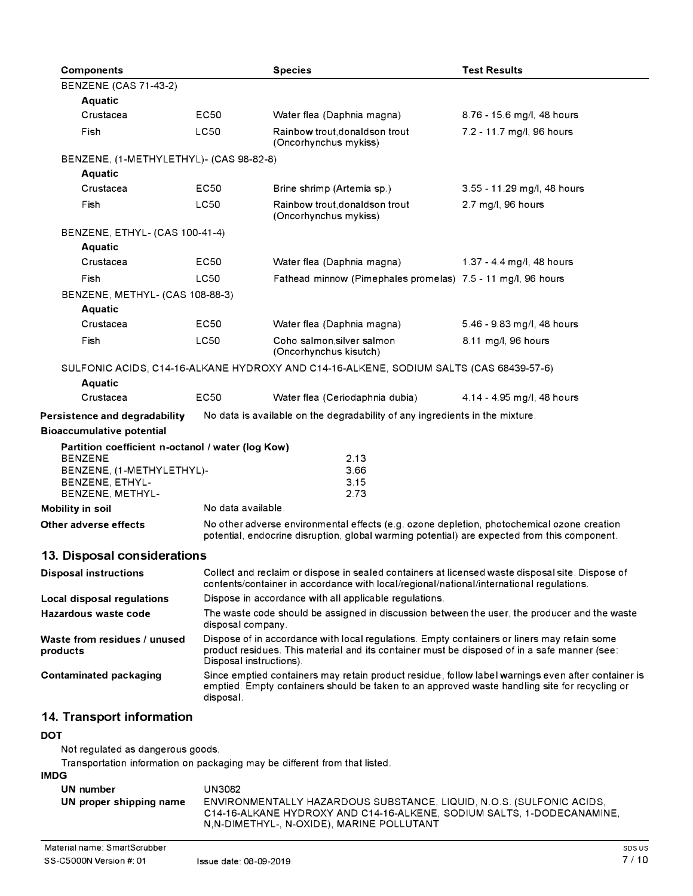| Components | | Species | Test Results |
|---|---|---|---|
| BENZENE (CAS 71-43-2) | | | |
| **Aquatic** | | | |
| Crustacea | EC50 | Water flea (Daphnia magna) | 8.76 - 15.6 mg/l, 48 hours |
| Fish | LC50 | Rainbow trout,donaldson trout (Oncorhynchus mykiss) | 7.2 - 11.7 mg/l, 96 hours |
| BENZENE, (1-METHYLETHYL)- (CAS 98-82-8) | | | |
| **Aquatic** | | | |
| Crustacea | EC50 | Brine shrimp (Artemia sp.) | 3.55 - 11.29 mg/l, 48 hours |
| Fish | LC50 | Rainbow trout,donaldson trout (Oncorhynchus mykiss) | 2.7 mg/l, 96 hours |
| BENZENE, ETHYL- (CAS 100-41-4) | | | |
| **Aquatic** | | | |
| Crustacea | EC50 | Water flea (Daphnia magna) | 1.37 - 4.4 mg/l, 48 hours |
| Fish | LC50 | Fathead minnow (Pimephales promelas) | 7.5 - 11 mg/l, 96 hours |
| BENZENE, METHYL- (CAS 108-88-3) | | | |
| **Aquatic** | | | |
| Crustacea | EC50 | Water flea (Daphnia magna) | 5.46 - 9.83 mg/l, 48 hours |
| Fish | LC50 | Coho salmon,silver salmon (Oncorhynchus kisutch) | 8.11 mg/l, 96 hours |
| SULFONIC ACIDS, C14-16-ALKANE HYDROXY AND C14-16-ALKENE, SODIUM SALTS (CAS 68439-57-6) | | | |
| **Aquatic** | | | |
| Crustacea | EC50 | Water flea (Ceriodaphnia dubia) | 4.14 - 4.95 mg/l, 48 hours |

**Persistence and degradability** No data is available on the degradability of any ingredients in the mixture.

**Bioaccumulative potential**

**Partition coefficient n-octanol / water (log Kow)**

| | |
|---|---|
| BENZENE | 2.13 |
| BENZENE, (1-METHYLETHYL)- | 3.66 |
| BENZENE, ETHYL- | 3.15 |
| BENZENE, METHYL- | 2.73 |

**Mobility in soil** No data available.

**Other adverse effects** No other adverse environmental effects (e.g. ozone depletion, photochemical ozone creation potential, endocrine disruption, global warming potential) are expected from this component.

## 13. Disposal considerations

**Disposal instructions** Collect and reclaim or dispose in sealed containers at licensed waste disposal site. Dispose of contents/container in accordance with local/regional/national/international regulations.

**Local disposal regulations** Dispose in accordance with all applicable regulations.

**Hazardous waste code** The waste code should be assigned in discussion between the user, the producer and the waste disposal company.

**Waste from residues / unused products** Dispose of in accordance with local regulations. Empty containers or liners may retain some product residues. This material and its container must be disposed of in a safe manner (see: Disposal instructions).

**Contaminated packaging** Since emptied containers may retain product residue, follow label warnings even after container is emptied. Empty containers should be taken to an approved waste handling site for recycling or disposal.

## 14. Transport information

**DOT**

Not regulated as dangerous goods.

Transportation information on packaging may be different from that listed.

**IMDG**

**UN number** UN3082

**UN proper shipping name** ENVIRONMENTALLY HAZARDOUS SUBSTANCE, LIQUID, N.O.S. (SULFONIC ACIDS, C14-16-ALKANE HYDROXY AND C14-16-ALKENE, SODIUM SALTS, 1-DODECANAMINE, N,N-DIMETHYL-, N-OXIDE), MARINE POLLUTANT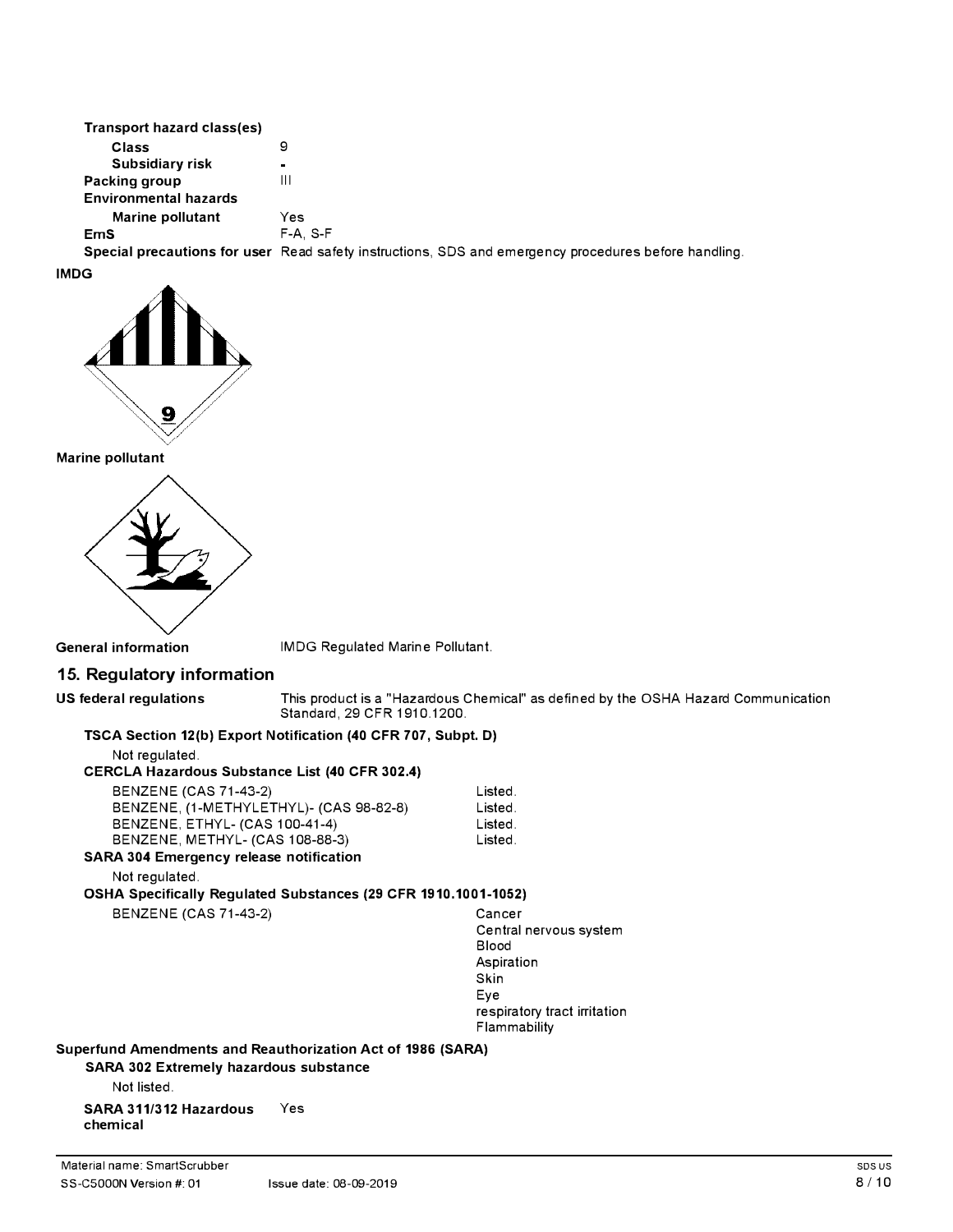**Transport hazard class(es)**

| | |
|---|---|
| **Class** | 9 |
| **Subsidiary risk** | - |
| **Packing group** | III |
| **Environmental hazards** | |
| **Marine pollutant** | Yes |
| **EmS** | F-A, S-F |
| **Special precautions for user** | Read safety instructions, SDS and emergency procedures before handling. |

**IMDG**

**Marine pollutant**

**General information** IMDG Regulated Marine Pollutant.

## 15. Regulatory information

**US federal regulations** This product is a "Hazardous Chemical" as defined by the OSHA Hazard Communication Standard, 29 CFR 1910.1200.

**TSCA Section 12(b) Export Notification (40 CFR 707, Subpt. D)**

Not regulated.

**CERCLA Hazardous Substance List (40 CFR 302.4)**

| | |
|---|---|
| BENZENE (CAS 71-43-2) | Listed. |
| BENZENE, (1-METHYLETHYL)- (CAS 98-82-8) | Listed. |
| BENZENE, ETHYL- (CAS 100-41-4) | Listed. |
| BENZENE, METHYL- (CAS 108-88-3) | Listed. |

**SARA 304 Emergency release notification**

Not regulated.

**OSHA Specifically Regulated Substances (29 CFR 1910.1001-1052)**

BENZENE (CAS 71-43-2)
- Cancer
- Central nervous system
- Blood
- Aspiration
- Skin
- Eye
- respiratory tract irritation
- Flammability

**Superfund Amendments and Reauthorization Act of 1986 (SARA)**

**SARA 302 Extremely hazardous substance**

Not listed.

**SARA 311/312 Hazardous chemical** Yes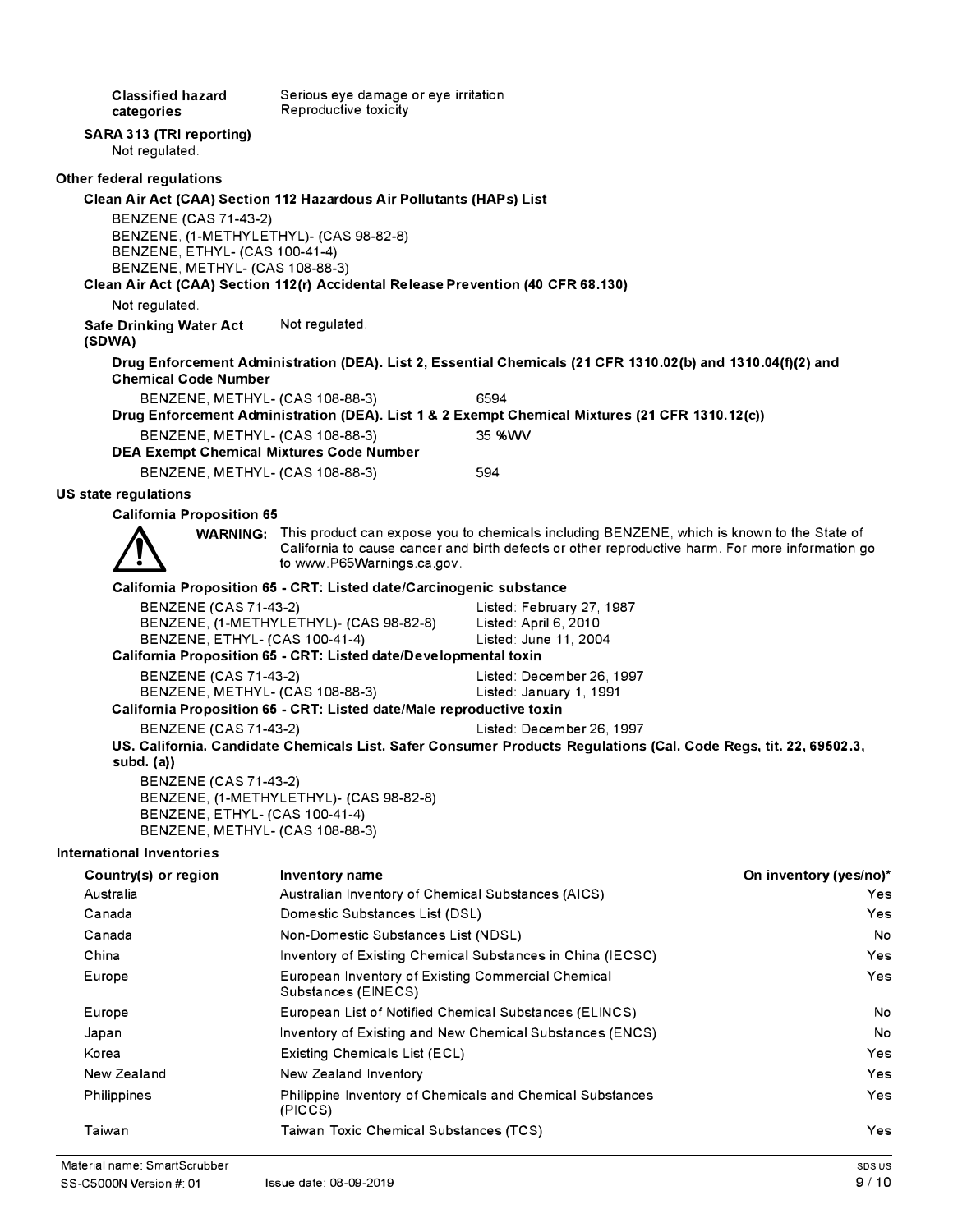**Classified hazard categories** Serious eye damage or eye irritation
Reproductive toxicity

**SARA 313 (TRI reporting)**
Not regulated.

**Other federal regulations**

**Clean Air Act (CAA) Section 112 Hazardous Air Pollutants (HAPs) List**

BENZENE (CAS 71-43-2)
BENZENE, (1-METHYLETHYL)- (CAS 98-82-8)
BENZENE, ETHYL- (CAS 100-41-4)
BENZENE, METHYL- (CAS 108-88-3)

**Clean Air Act (CAA) Section 112(r) Accidental Release Prevention (40 CFR 68.130)**

Not regulated.

**Safe Drinking Water Act (SDWA)** Not regulated.

**Drug Enforcement Administration (DEA). List 2, Essential Chemicals (21 CFR 1310.02(b) and 1310.04(f)(2) and Chemical Code Number**

BENZENE, METHYL- (CAS 108-88-3) 6594

**Drug Enforcement Administration (DEA). List 1 & 2 Exempt Chemical Mixtures (21 CFR 1310.12(c))**

BENZENE, METHYL- (CAS 108-88-3) 35 %WV

**DEA Exempt Chemical Mixtures Code Number**

BENZENE, METHYL- (CAS 108-88-3) 594

**US state regulations**

**California Proposition 65**

**WARNING:** This product can expose you to chemicals including BENZENE, which is known to the State of California to cause cancer and birth defects or other reproductive harm. For more information go to www.P65Warnings.ca.gov.

**California Proposition 65 - CRT: Listed date/Carcinogenic substance**

BENZENE (CAS 71-43-2) Listed: February 27, 1987
BENZENE, (1-METHYLETHYL)- (CAS 98-82-8) Listed: April 6, 2010
BENZENE, ETHYL- (CAS 100-41-4) Listed: June 11, 2004

**California Proposition 65 - CRT: Listed date/Developmental toxin**

BENZENE (CAS 71-43-2) Listed: December 26, 1997
BENZENE, METHYL- (CAS 108-88-3) Listed: January 1, 1991

**California Proposition 65 - CRT: Listed date/Male reproductive toxin**

BENZENE (CAS 71-43-2) Listed: December 26, 1997

**US. California. Candidate Chemicals List. Safer Consumer Products Regulations (Cal. Code Regs, tit. 22, 69502.3, subd. (a))**

BENZENE (CAS 71-43-2)
BENZENE, (1-METHYLETHYL)- (CAS 98-82-8)
BENZENE, ETHYL- (CAS 100-41-4)
BENZENE, METHYL- (CAS 108-88-3)

**International Inventories**

| Country(s) or region | Inventory name | On inventory (yes/no)* |
|---|---|---|
| Australia | Australian Inventory of Chemical Substances (AICS) | Yes |
| Canada | Domestic Substances List (DSL) | Yes |
| Canada | Non-Domestic Substances List (NDSL) | No |
| China | Inventory of Existing Chemical Substances in China (IECSC) | Yes |
| Europe | European Inventory of Existing Commercial Chemical Substances (EINECS) | Yes |
| Europe | European List of Notified Chemical Substances (ELINCS) | No |
| Japan | Inventory of Existing and New Chemical Substances (ENCS) | No |
| Korea | Existing Chemicals List (ECL) | Yes |
| New Zealand | New Zealand Inventory | Yes |
| Philippines | Philippine Inventory of Chemicals and Chemical Substances (PICCS) | Yes |
| Taiwan | Taiwan Toxic Chemical Substances (TCS) | Yes |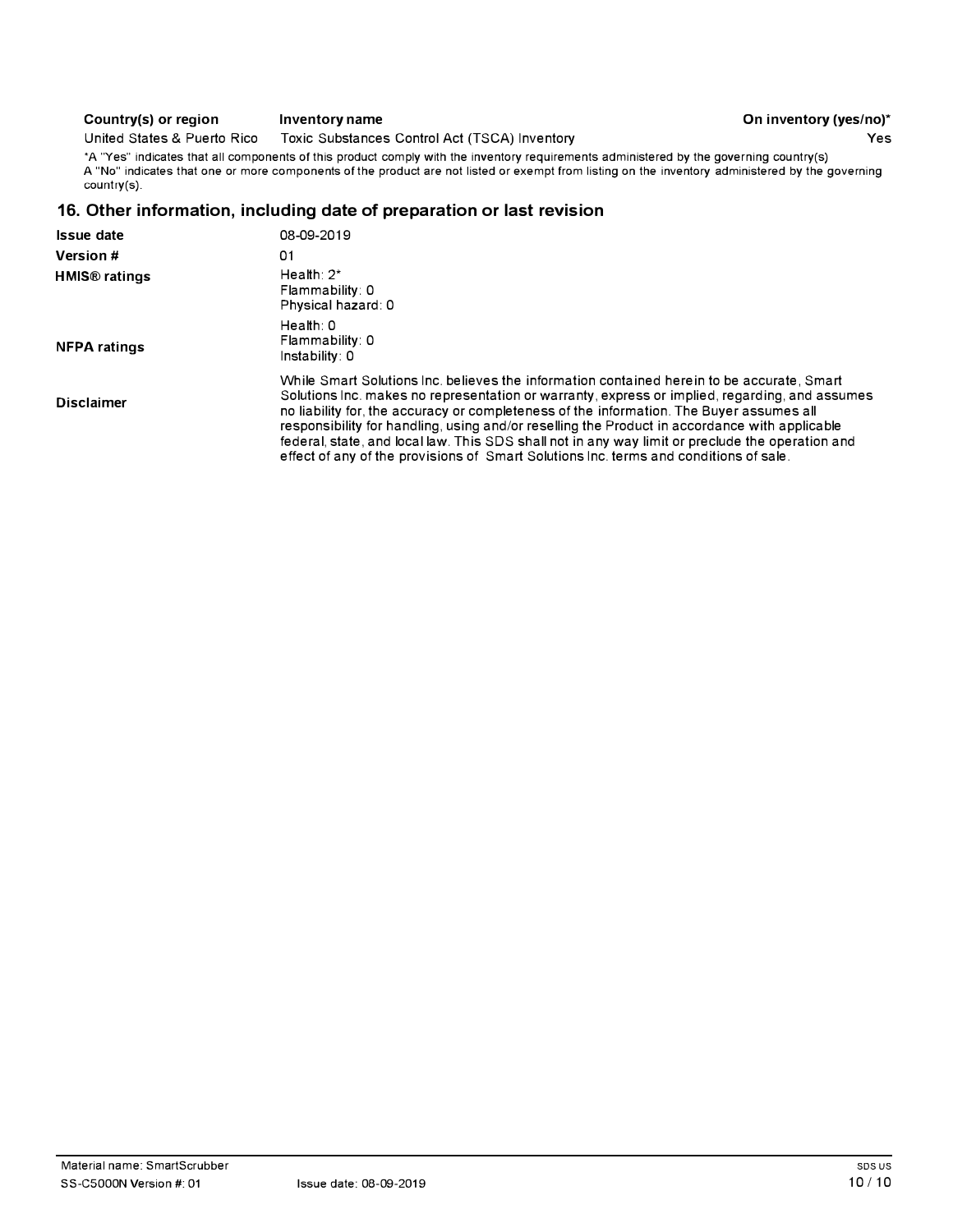| Country(s) or region | Inventory name | On inventory (yes/no)* |
|---|---|---|
| United States & Puerto Rico | Toxic Substances Control Act (TSCA) Inventory | Yes |

*A "Yes" indicates that all components of this product comply with the inventory requirements administered by the governing country(s)
A "No" indicates that one or more components of the product are not listed or exempt from listing on the inventory administered by the governing country(s).

## 16. Other information, including date of preparation or last revision

**Issue date** 08-09-2019

**Version #** 01

**HMIS® ratings**
Health: 2*
Flammability: 0
Physical hazard: 0

**NFPA ratings**
Health: 0
Flammability: 0
Instability: 0

**Disclaimer**
While Smart Solutions Inc. believes the information contained herein to be accurate, Smart Solutions Inc. makes no representation or warranty, express or implied, regarding, and assumes no liability for, the accuracy or completeness of the information. The Buyer assumes all responsibility for handling, using and/or reselling the Product in accordance with applicable federal, state, and local law. This SDS shall not in any way limit or preclude the operation and effect of any of the provisions of Smart Solutions Inc. terms and conditions of sale.